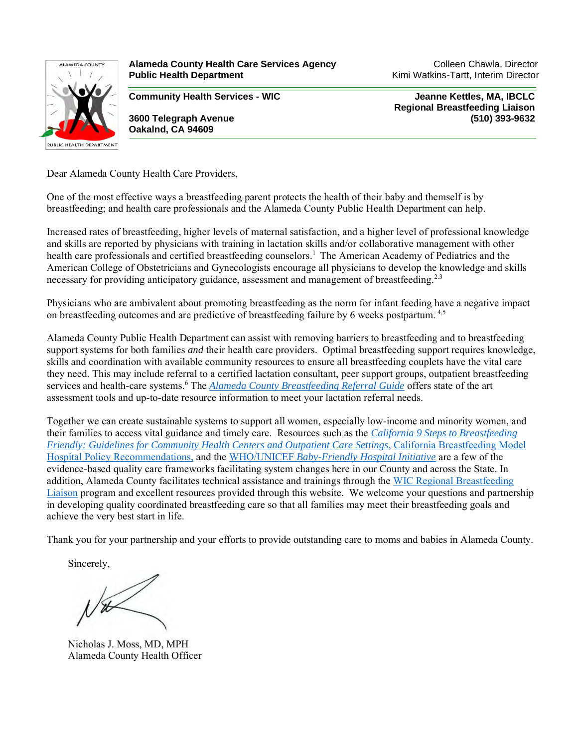**Alameda County Health Care Services Agency**
**Public Health Department**

Colleen Chawla, Director
Kimi Watkins-Tartt, Interim Director

**Community Health Services - WIC**

**3600 Telegraph Avenue**
**Oakalnd, CA 94609**

**Jeanne Kettles, MA, IBCLC**
**Regional Breastfeeding Liaison**
**(510) 393-9632**

Dear Alameda County Health Care Providers,

One of the most effective ways a breastfeeding parent protects the health of their baby and themself is by breastfeeding; and health care professionals and the Alameda County Public Health Department can help.

Increased rates of breastfeeding, higher levels of maternal satisfaction, and a higher level of professional knowledge and skills are reported by physicians with training in lactation skills and/or collaborative management with other health care professionals and certified breastfeeding counselors.[1] The American Academy of Pediatrics and the American College of Obstetricians and Gynecologists encourage all physicians to develop the knowledge and skills necessary for providing anticipatory guidance, assessment and management of breastfeeding.[2,3]

Physicians who are ambivalent about promoting breastfeeding as the norm for infant feeding have a negative impact on breastfeeding outcomes and are predictive of breastfeeding failure by 6 weeks postpartum. [4,5]

Alameda County Public Health Department can assist with removing barriers to breastfeeding and to breastfeeding support systems for both families *and* their health care providers. Optimal breastfeeding support requires knowledge, skills and coordination with available community resources to ensure all breastfeeding couplets have the vital care they need. This may include referral to a certified lactation consultant, peer support groups, outpatient breastfeeding services and health-care systems.[6] The *Alameda County Breastfeeding Referral Guide* offers state of the art assessment tools and up-to-date resource information to meet your lactation referral needs.

Together we can create sustainable systems to support all women, especially low-income and minority women, and their families to access vital guidance and timely care. Resources such as the *California 9 Steps to Breastfeeding Friendly: Guidelines for Community Health Centers and Outpatient Care Settings*, California Breastfeeding Model Hospital Policy Recommendations, and the WHO/UNICEF *Baby-Friendly Hospital Initiative* are a few of the evidence-based quality care frameworks facilitating system changes here in our County and across the State. In addition, Alameda County facilitates technical assistance and trainings through the WIC Regional Breastfeeding Liaison program and excellent resources provided through this website. We welcome your questions and partnership in developing quality coordinated breastfeeding care so that all families may meet their breastfeeding goals and achieve the very best start in life.

Thank you for your partnership and your efforts to provide outstanding care to moms and babies in Alameda County.

Sincerely,

Nicholas J. Moss, MD, MPH
Alameda County Health Officer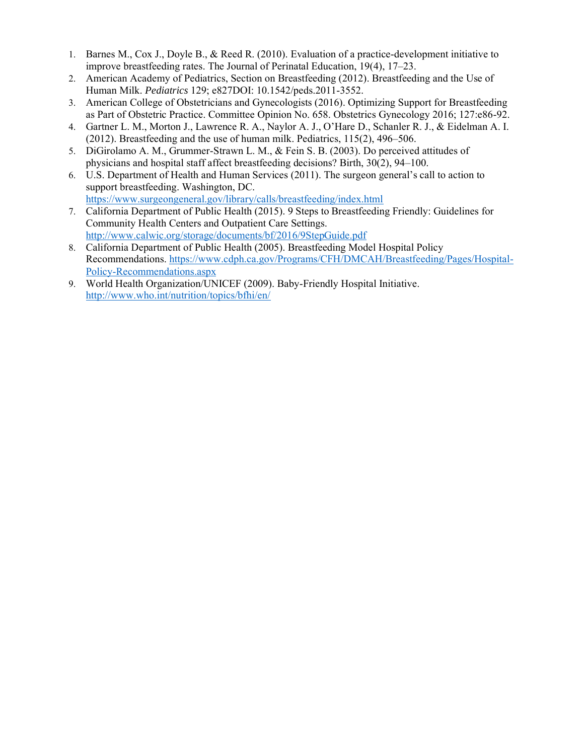1. Barnes M., Cox J., Doyle B., & Reed R. (2010). Evaluation of a practice-development initiative to improve breastfeeding rates. The Journal of Perinatal Education, 19(4), 17–23.
2. American Academy of Pediatrics, Section on Breastfeeding (2012). Breastfeeding and the Use of Human Milk. *Pediatrics* 129; e827DOI: 10.1542/peds.2011-3552.
3. American College of Obstetricians and Gynecologists (2016). Optimizing Support for Breastfeeding as Part of Obstetric Practice. Committee Opinion No. 658. Obstetrics Gynecology 2016; 127:e86-92.
4. Gartner L. M., Morton J., Lawrence R. A., Naylor A. J., O'Hare D., Schanler R. J., & Eidelman A. I. (2012). Breastfeeding and the use of human milk. Pediatrics, 115(2), 496–506.
5. DiGirolamo A. M., Grummer-Strawn L. M., & Fein S. B. (2003). Do perceived attitudes of physicians and hospital staff affect breastfeeding decisions? Birth, 30(2), 94–100.
6. U.S. Department of Health and Human Services (2011). The surgeon general's call to action to support breastfeeding. Washington, DC. [https://www.surgeongeneral.gov/library/calls/breastfeeding/index.html](https://www.surgeongeneral.gov/library/calls/breastfeeding/index.html)
7. California Department of Public Health (2015). 9 Steps to Breastfeeding Friendly: Guidelines for Community Health Centers and Outpatient Care Settings. [http://www.calwic.org/storage/documents/bf/2016/9StepGuide.pdf](http://www.calwic.org/storage/documents/bf/2016/9StepGuide.pdf)
8. California Department of Public Health (2005). Breastfeeding Model Hospital Policy Recommendations. [https://www.cdph.ca.gov/Programs/CFH/DMCAH/Breastfeeding/Pages/Hospital-Policy-Recommendations.aspx](https://www.cdph.ca.gov/Programs/CFH/DMCAH/Breastfeeding/Pages/Hospital-Policy-Recommendations.aspx)
9. World Health Organization/UNICEF (2009). Baby-Friendly Hospital Initiative. [http://www.who.int/nutrition/topics/bfhi/en/](http://www.who.int/nutrition/topics/bfhi/en/)